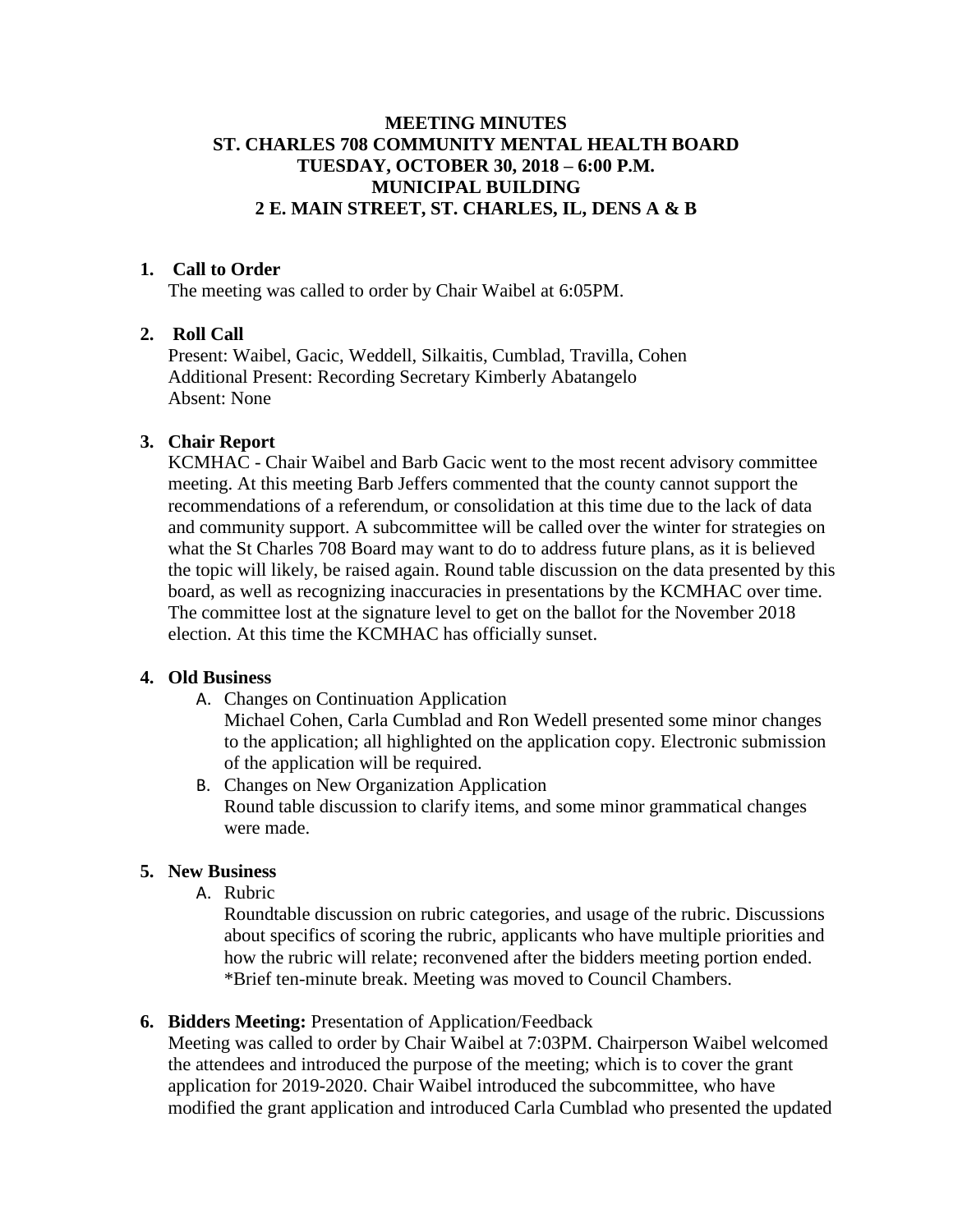# MEETING MINUTES
# ST. CHARLES 708 COMMUNITY MENTAL HEALTH BOARD
# TUESDAY, OCTOBER 30, 2018 – 6:00 P.M.
# MUNICIPAL BUILDING
# 2 E. MAIN STREET, ST. CHARLES, IL, DENS A & B

1. **Call to Order**

   The meeting was called to order by Chair Waibel at 6:05PM.

2. **Roll Call**

   Present: Waibel, Gacic, Weddell, Silkaitis, Cumblad, Travilla, Cohen
   Additional Present: Recording Secretary Kimberly Abatangelo
   Absent: None

3. **Chair Report**

   KCMHAC - Chair Waibel and Barb Gacic went to the most recent advisory committee meeting. At this meeting Barb Jeffers commented that the county cannot support the recommendations of a referendum, or consolidation at this time due to the lack of data and community support. A subcommittee will be called over the winter for strategies on what the St Charles 708 Board may want to do to address future plans, as it is believed the topic will likely, be raised again. Round table discussion on the data presented by this board, as well as recognizing inaccuracies in presentations by the KCMHAC over time. The committee lost at the signature level to get on the ballot for the November 2018 election. At this time the KCMHAC has officially sunset.

4. **Old Business**

   A. Changes on Continuation Application
      Michael Cohen, Carla Cumblad and Ron Wedell presented some minor changes to the application; all highlighted on the application copy. Electronic submission of the application will be required.

   B. Changes on New Organization Application
      Round table discussion to clarify items, and some minor grammatical changes were made.

5. **New Business**

   A. Rubric
      Roundtable discussion on rubric categories, and usage of the rubric. Discussions about specifics of scoring the rubric, applicants who have multiple priorities and how the rubric will relate; reconvened after the bidders meeting portion ended.
      *Brief ten-minute break. Meeting was moved to Council Chambers.

6. **Bidders Meeting:** Presentation of Application/Feedback

   Meeting was called to order by Chair Waibel at 7:03PM. Chairperson Waibel welcomed the attendees and introduced the purpose of the meeting; which is to cover the grant application for 2019-2020. Chair Waibel introduced the subcommittee, who have modified the grant application and introduced Carla Cumblad who presented the updated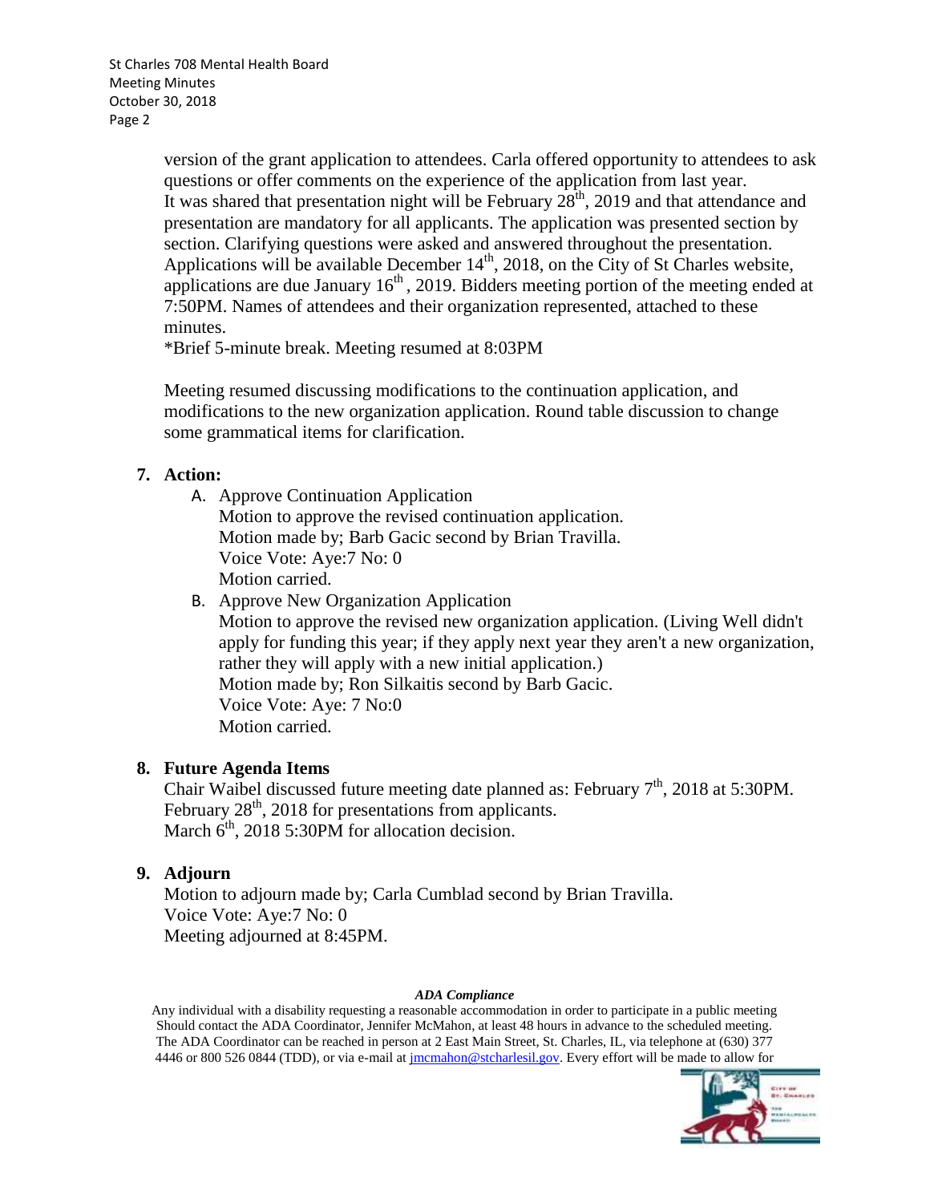version of the grant application to attendees. Carla offered opportunity to attendees to ask questions or offer comments on the experience of the application from last year. It was shared that presentation night will be February 28th, 2019 and that attendance and presentation are mandatory for all applicants. The application was presented section by section. Clarifying questions were asked and answered throughout the presentation. Applications will be available December 14th, 2018, on the City of St Charles website, applications are due January 16th , 2019. Bidders meeting portion of the meeting ended at 7:50PM. Names of attendees and their organization represented, attached to these minutes.
*Brief 5-minute break. Meeting resumed at 8:03PM

Meeting resumed discussing modifications to the continuation application, and modifications to the new organization application. Round table discussion to change some grammatical items for clarification.

**7. Action:**

A. Approve Continuation Application
Motion to approve the revised continuation application.
Motion made by; Barb Gacic second by Brian Travilla.
Voice Vote: Aye:7 No: 0
Motion carried.

B. Approve New Organization Application
Motion to approve the revised new organization application. (Living Well didn't apply for funding this year; if they apply next year they aren't a new organization, rather they will apply with a new initial application.)
Motion made by; Ron Silkaitis second by Barb Gacic.
Voice Vote: Aye: 7 No:0
Motion carried.

**8. Future Agenda Items**

Chair Waibel discussed future meeting date planned as: February 7th, 2018 at 5:30PM.
February 28th, 2018 for presentations from applicants.
March 6th, 2018 5:30PM for allocation decision.

**9. Adjourn**

Motion to adjourn made by; Carla Cumblad second by Brian Travilla.
Voice Vote: Aye:7 No: 0
Meeting adjourned at 8:45PM.

***ADA Compliance***

Any individual with a disability requesting a reasonable accommodation in order to participate in a public meeting Should contact the ADA Coordinator, Jennifer McMahon, at least 48 hours in advance to the scheduled meeting. The ADA Coordinator can be reached in person at 2 East Main Street, St. Charles, IL, via telephone at (630) 377 4446 or 800 526 0844 (TDD), or via e-mail at jmcmahon@stcharlesil.gov. Every effort will be made to allow for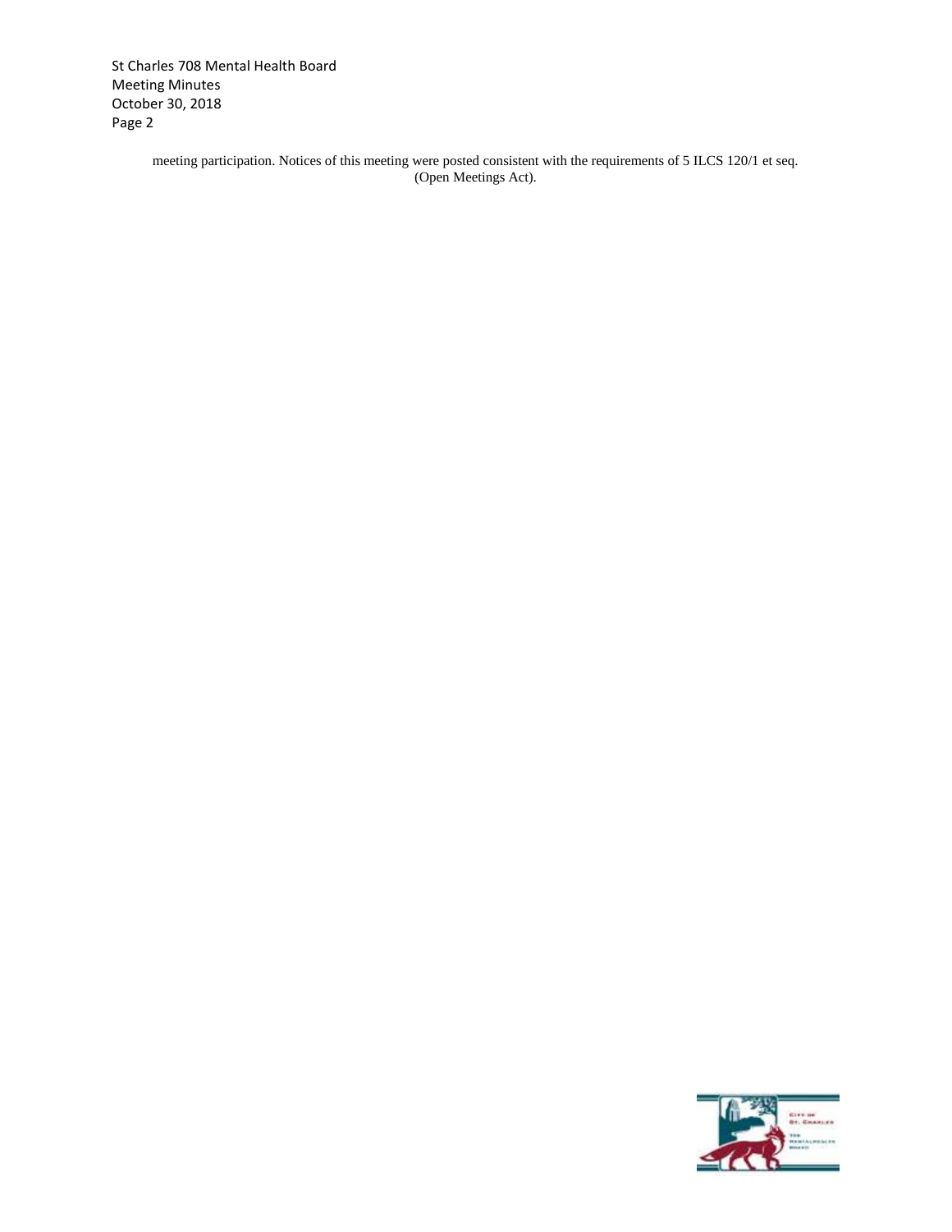meeting participation. Notices of this meeting were posted consistent with the requirements of 5 ILCS 120/1 et seq. (Open Meetings Act).